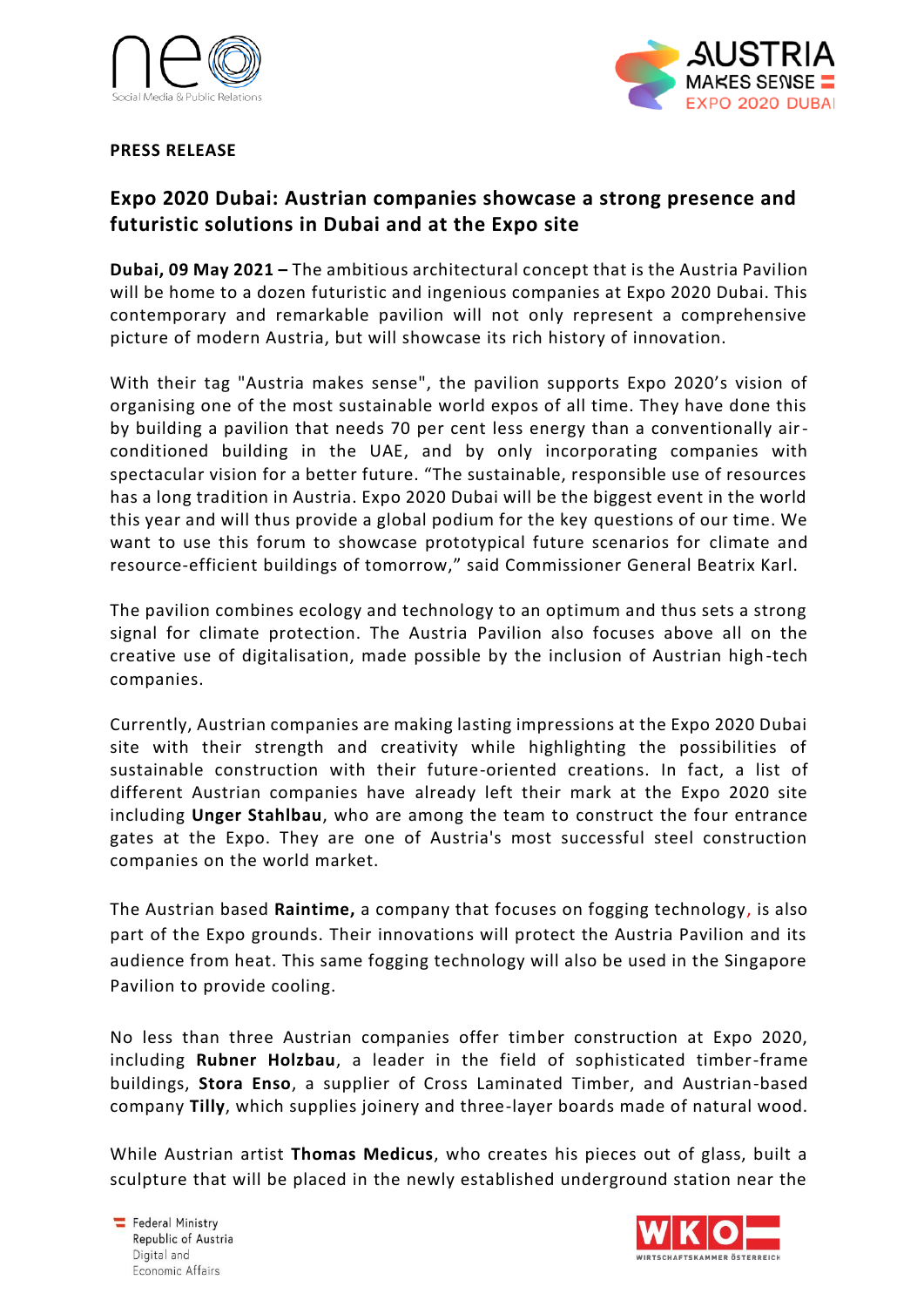**PRESS RELEASE**

## Expo 2020 Dubai: Austrian companies showcase a strong presence and futuristic solutions in Dubai and at the Expo site

**Dubai, 09 May 2021 –** The ambitious architectural concept that is the Austria Pavilion will be home to a dozen futuristic and ingenious companies at Expo 2020 Dubai. This contemporary and remarkable pavilion will not only represent a comprehensive picture of modern Austria, but will showcase its rich history of innovation.

With their tag "Austria makes sense", the pavilion supports Expo 2020's vision of organising one of the most sustainable world expos of all time. They have done this by building a pavilion that needs 70 per cent less energy than a conventionally air-conditioned building in the UAE, and by only incorporating companies with spectacular vision for a better future. "The sustainable, responsible use of resources has a long tradition in Austria. Expo 2020 Dubai will be the biggest event in the world this year and will thus provide a global podium for the key questions of our time. We want to use this forum to showcase prototypical future scenarios for climate and resource-efficient buildings of tomorrow," said Commissioner General Beatrix Karl.

The pavilion combines ecology and technology to an optimum and thus sets a strong signal for climate protection. The Austria Pavilion also focuses above all on the creative use of digitalisation, made possible by the inclusion of Austrian high-tech companies.

Currently, Austrian companies are making lasting impressions at the Expo 2020 Dubai site with their strength and creativity while highlighting the possibilities of sustainable construction with their future-oriented creations. In fact, a list of different Austrian companies have already left their mark at the Expo 2020 site including **Unger Stahlbau**, who are among the team to construct the four entrance gates at the Expo. They are one of Austria's most successful steel construction companies on the world market.

The Austrian based **Raintime,** a company that focuses on fogging technology, is also part of the Expo grounds. Their innovations will protect the Austria Pavilion and its audience from heat. This same fogging technology will also be used in the Singapore Pavilion to provide cooling.

No less than three Austrian companies offer timber construction at Expo 2020, including **Rubner Holzbau**, a leader in the field of sophisticated timber-frame buildings, **Stora Enso**, a supplier of Cross Laminated Timber, and Austrian-based company **Tilly**, which supplies joinery and three-layer boards made of natural wood.

While Austrian artist **Thomas Medicus**, who creates his pieces out of glass, built a sculpture that will be placed in the newly established underground station near the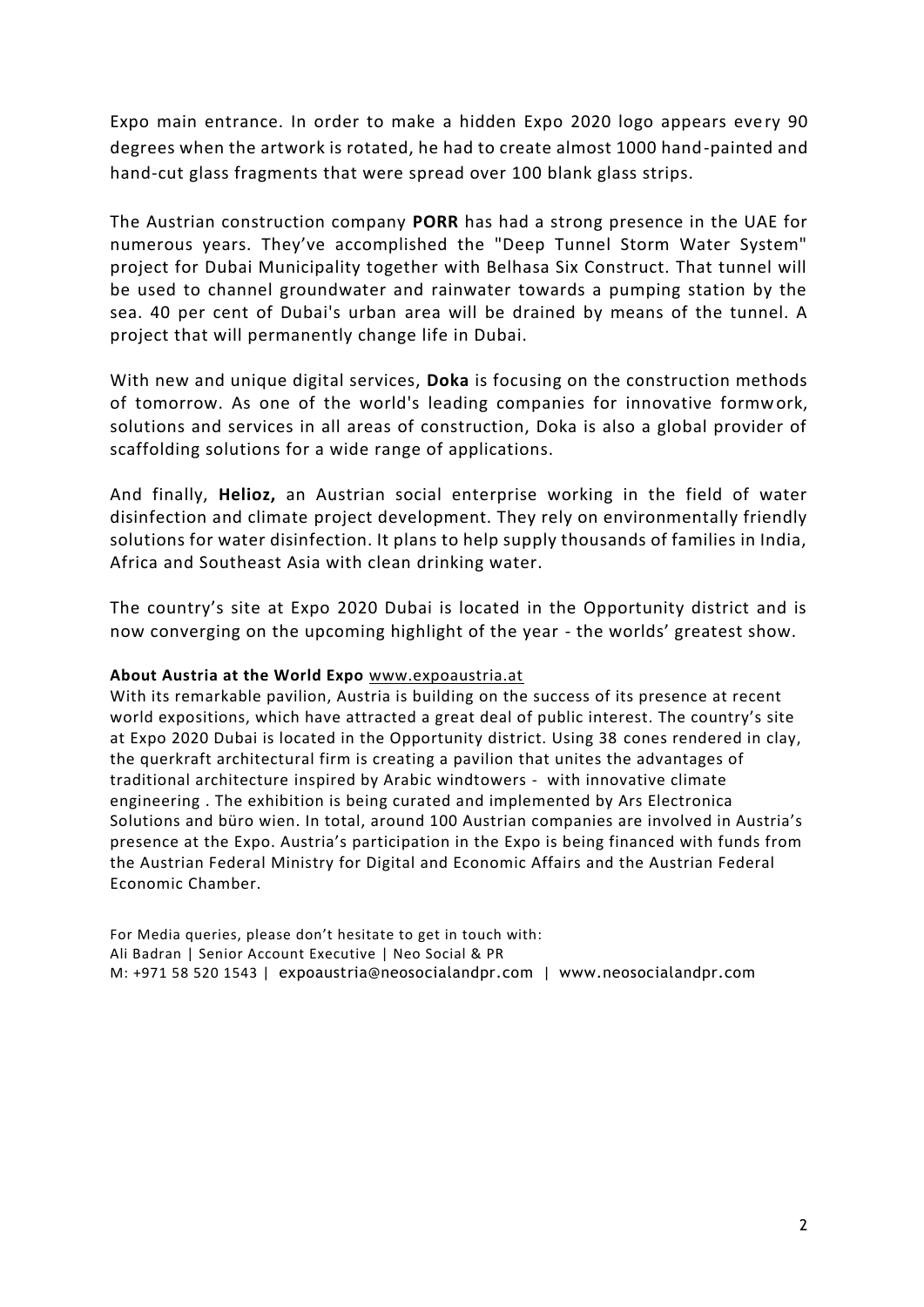Expo main entrance. In order to make a hidden Expo 2020 logo appears every 90 degrees when the artwork is rotated, he had to create almost 1000 hand-painted and hand-cut glass fragments that were spread over 100 blank glass strips.

The Austrian construction company **PORR** has had a strong presence in the UAE for numerous years. They've accomplished the "Deep Tunnel Storm Water System" project for Dubai Municipality together with Belhasa Six Construct. That tunnel will be used to channel groundwater and rainwater towards a pumping station by the sea. 40 per cent of Dubai's urban area will be drained by means of the tunnel. A project that will permanently change life in Dubai.

With new and unique digital services, **Doka** is focusing on the construction methods of tomorrow. As one of the world's leading companies for innovative formwork, solutions and services in all areas of construction, Doka is also a global provider of scaffolding solutions for a wide range of applications.

And finally, **Helioz,** an Austrian social enterprise working in the field of water disinfection and climate project development. They rely on environmentally friendly solutions for water disinfection. It plans to help supply thousands of families in India, Africa and Southeast Asia with clean drinking water.

The country's site at Expo 2020 Dubai is located in the Opportunity district and is now converging on the upcoming highlight of the year - the worlds' greatest show.

**About Austria at the World Expo** www.expoaustria.at
With its remarkable pavilion, Austria is building on the success of its presence at recent world expositions, which have attracted a great deal of public interest. The country's site at Expo 2020 Dubai is located in the Opportunity district. Using 38 cones rendered in clay, the querkraft architectural firm is creating a pavilion that unites the advantages of traditional architecture inspired by Arabic windtowers - with innovative climate engineering . The exhibition is being curated and implemented by Ars Electronica Solutions and büro wien. In total, around 100 Austrian companies are involved in Austria's presence at the Expo. Austria's participation in the Expo is being financed with funds from the Austrian Federal Ministry for Digital and Economic Affairs and the Austrian Federal Economic Chamber.

For Media queries, please don't hesitate to get in touch with:
Ali Badran | Senior Account Executive | Neo Social & PR
M: +971 58 520 1543 | expoaustria@neosocialandpr.com | www.neosocialandpr.com